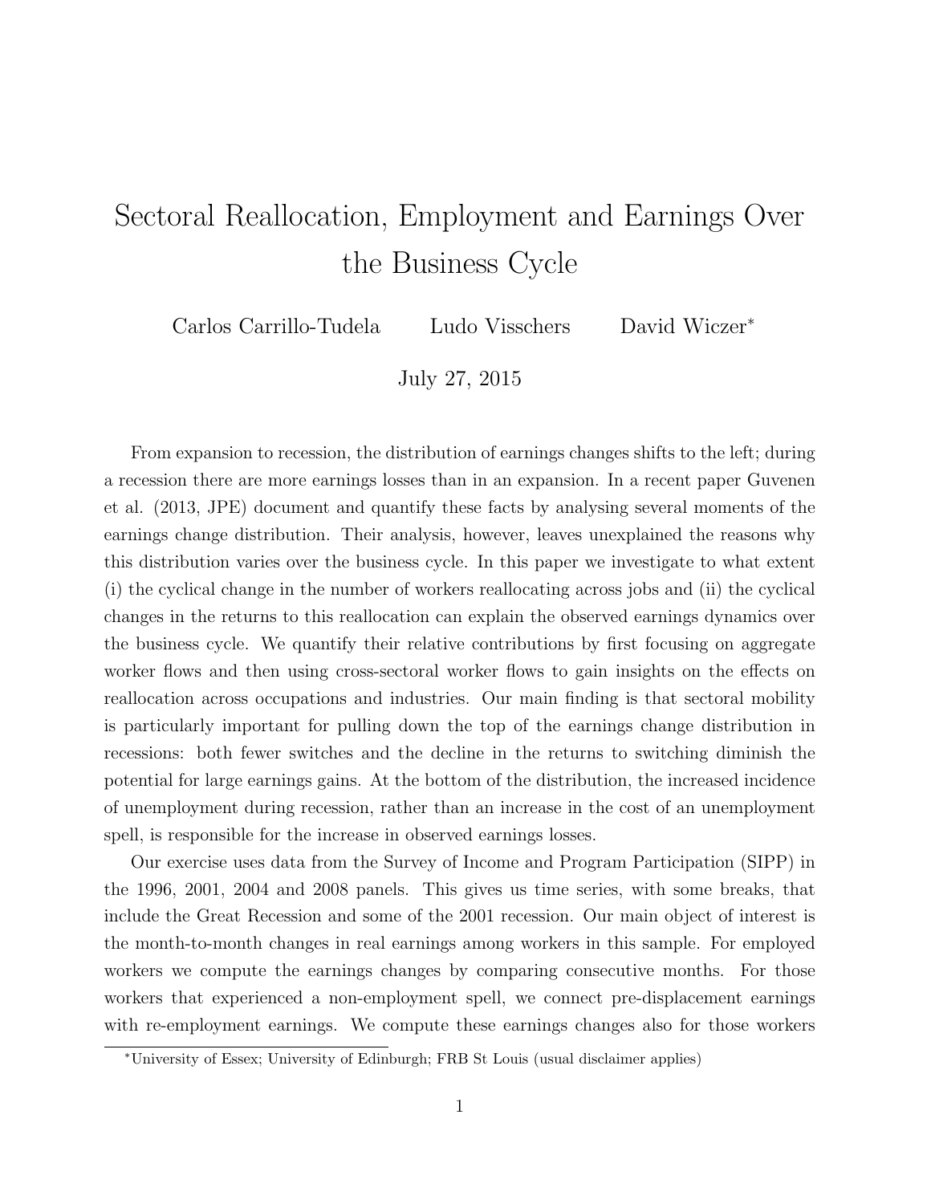# Sectoral Reallocation, Employment and Earnings Over the Business Cycle

Carlos Carrillo-Tudela  Ludo Visschers  David Wiczer*

July 27, 2015

From expansion to recession, the distribution of earnings changes shifts to the left; during a recession there are more earnings losses than in an expansion. In a recent paper Guvenen et al. (2013, JPE) document and quantify these facts by analysing several moments of the earnings change distribution. Their analysis, however, leaves unexplained the reasons why this distribution varies over the business cycle. In this paper we investigate to what extent (i) the cyclical change in the number of workers reallocating across jobs and (ii) the cyclical changes in the returns to this reallocation can explain the observed earnings dynamics over the business cycle. We quantify their relative contributions by first focusing on aggregate worker flows and then using cross-sectoral worker flows to gain insights on the effects on reallocation across occupations and industries. Our main finding is that sectoral mobility is particularly important for pulling down the top of the earnings change distribution in recessions: both fewer switches and the decline in the returns to switching diminish the potential for large earnings gains. At the bottom of the distribution, the increased incidence of unemployment during recession, rather than an increase in the cost of an unemployment spell, is responsible for the increase in observed earnings losses.

Our exercise uses data from the Survey of Income and Program Participation (SIPP) in the 1996, 2001, 2004 and 2008 panels. This gives us time series, with some breaks, that include the Great Recession and some of the 2001 recession. Our main object of interest is the month-to-month changes in real earnings among workers in this sample. For employed workers we compute the earnings changes by comparing consecutive months. For those workers that experienced a non-employment spell, we connect pre-displacement earnings with re-employment earnings. We compute these earnings changes also for those workers

*University of Essex; University of Edinburgh; FRB St Louis (usual disclaimer applies)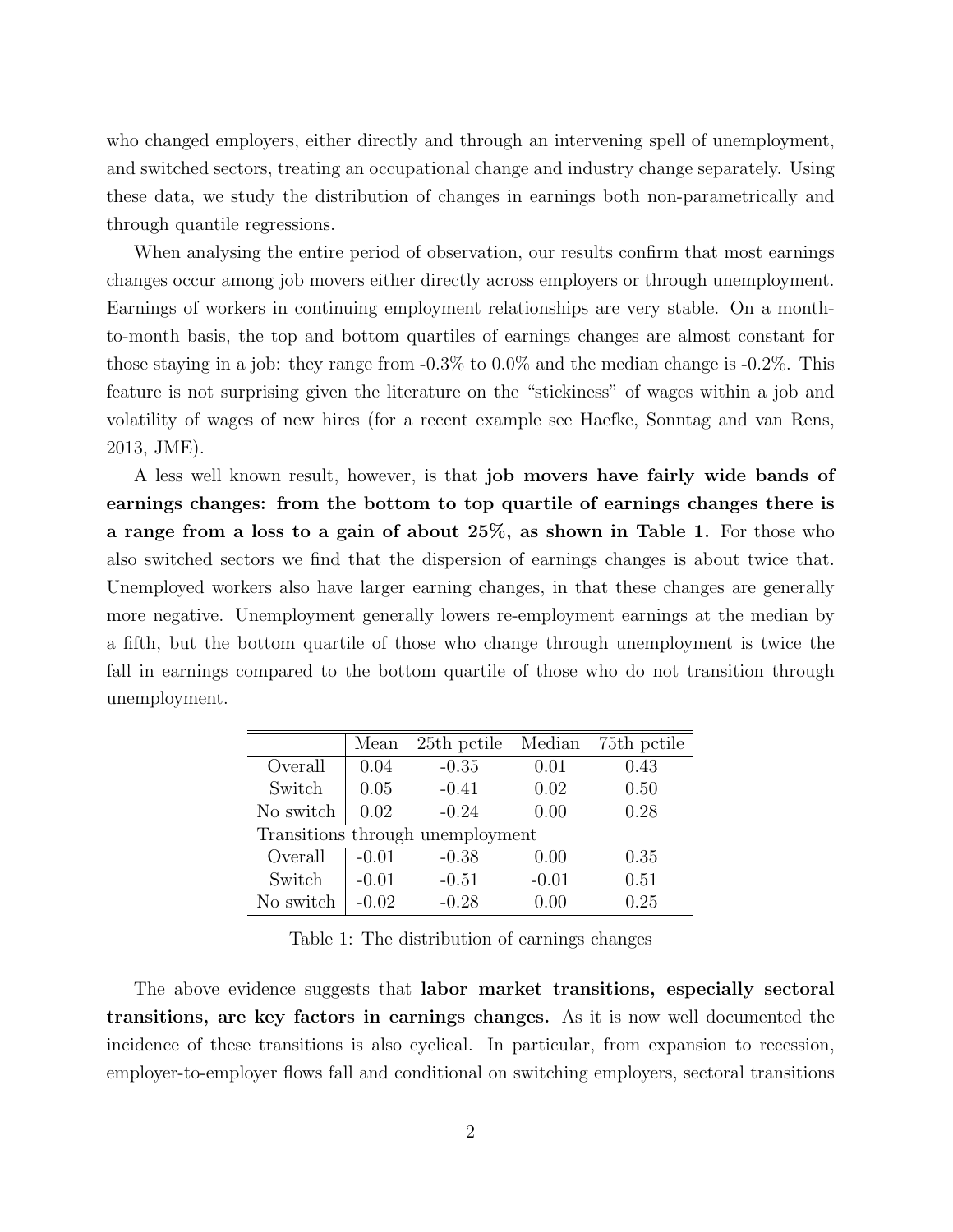who changed employers, either directly and through an intervening spell of unemployment, and switched sectors, treating an occupational change and industry change separately. Using these data, we study the distribution of changes in earnings both non-parametrically and through quantile regressions.

When analysing the entire period of observation, our results confirm that most earnings changes occur among job movers either directly across employers or through unemployment. Earnings of workers in continuing employment relationships are very stable. On a month-to-month basis, the top and bottom quartiles of earnings changes are almost constant for those staying in a job: they range from -0.3% to 0.0% and the median change is -0.2%. This feature is not surprising given the literature on the "stickiness" of wages within a job and volatility of wages of new hires (for a recent example see Haefke, Sonntag and van Rens, 2013, JME).

A less well known result, however, is that **job movers have fairly wide bands of earnings changes: from the bottom to top quartile of earnings changes there is a range from a loss to a gain of about 25%, as shown in Table 1.** For those who also switched sectors we find that the dispersion of earnings changes is about twice that. Unemployed workers also have larger earning changes, in that these changes are generally more negative. Unemployment generally lowers re-employment earnings at the median by a fifth, but the bottom quartile of those who change through unemployment is twice the fall in earnings compared to the bottom quartile of those who do not transition through unemployment.

| | Mean | 25th pctile | Median | 75th pctile |
|---|---|---|---|---|
| Overall | 0.04 | -0.35 | 0.01 | 0.43 |
| Switch | 0.05 | -0.41 | 0.02 | 0.50 |
| No switch | 0.02 | -0.24 | 0.00 | 0.28 |
| Transitions through unemployment | | | | |
| Overall | -0.01 | -0.38 | 0.00 | 0.35 |
| Switch | -0.01 | -0.51 | -0.01 | 0.51 |
| No switch | -0.02 | -0.28 | 0.00 | 0.25 |

Table 1: The distribution of earnings changes

The above evidence suggests that **labor market transitions, especially sectoral transitions, are key factors in earnings changes.** As it is now well documented the incidence of these transitions is also cyclical. In particular, from expansion to recession, employer-to-employer flows fall and conditional on switching employers, sectoral transitions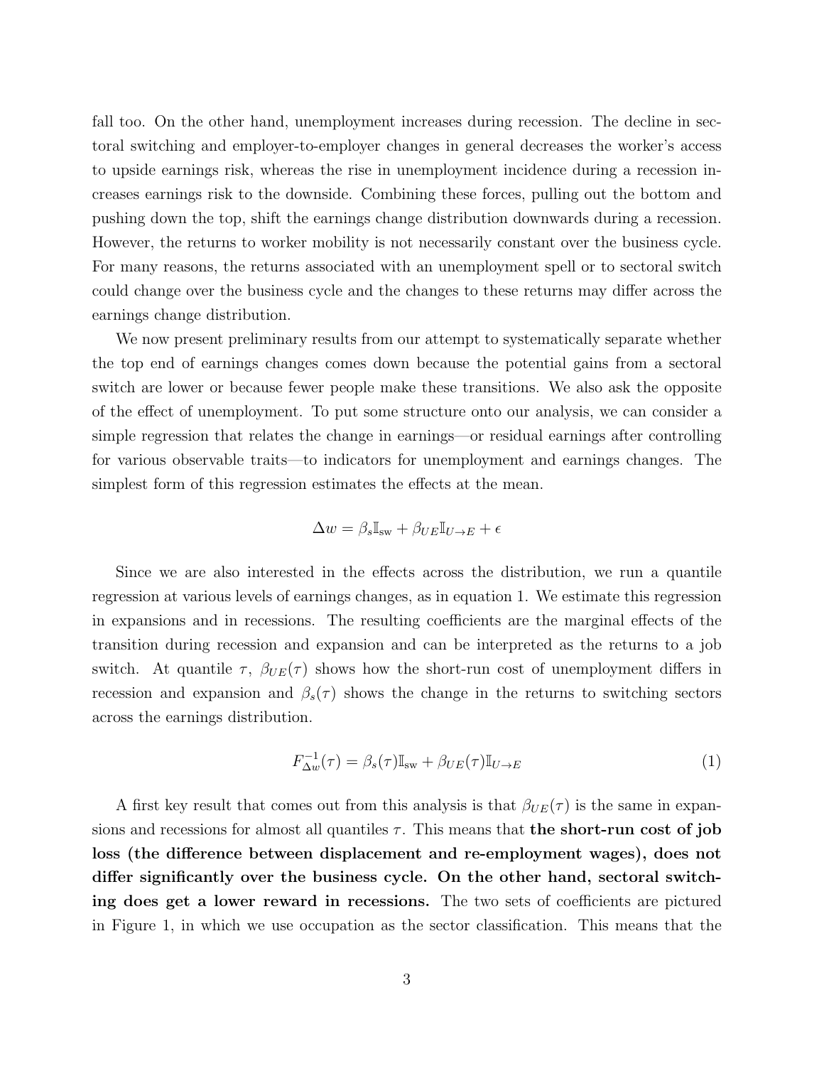fall too. On the other hand, unemployment increases during recession. The decline in sectoral switching and employer-to-employer changes in general decreases the worker's access to upside earnings risk, whereas the rise in unemployment incidence during a recession increases earnings risk to the downside. Combining these forces, pulling out the bottom and pushing down the top, shift the earnings change distribution downwards during a recession. However, the returns to worker mobility is not necessarily constant over the business cycle. For many reasons, the returns associated with an unemployment spell or to sectoral switch could change over the business cycle and the changes to these returns may differ across the earnings change distribution.

We now present preliminary results from our attempt to systematically separate whether the top end of earnings changes comes down because the potential gains from a sectoral switch are lower or because fewer people make these transitions. We also ask the opposite of the effect of unemployment. To put some structure onto our analysis, we can consider a simple regression that relates the change in earnings—or residual earnings after controlling for various observable traits—to indicators for unemployment and earnings changes. The simplest form of this regression estimates the effects at the mean.

$$\Delta w = \beta_s \mathbb{I}_{\text{sw}} + \beta_{UE} \mathbb{I}_{U \to E} + \epsilon$$

Since we are also interested in the effects across the distribution, we run a quantile regression at various levels of earnings changes, as in equation 1. We estimate this regression in expansions and in recessions. The resulting coefficients are the marginal effects of the transition during recession and expansion and can be interpreted as the returns to a job switch. At quantile $\tau$, $\beta_{UE}(\tau)$ shows how the short-run cost of unemployment differs in recession and expansion and $\beta_s(\tau)$ shows the change in the returns to switching sectors across the earnings distribution.

$$F^{-1}_{\Delta w}(\tau) = \beta_s(\tau) \mathbb{I}_{\text{sw}} + \beta_{UE}(\tau) \mathbb{I}_{U \to E} \tag{1}$$

A first key result that comes out from this analysis is that $\beta_{UE}(\tau)$ is the same in expansions and recessions for almost all quantiles $\tau$. This means that **the short-run cost of job loss (the difference between displacement and re-employment wages), does not differ significantly over the business cycle. On the other hand, sectoral switching does get a lower reward in recessions.** The two sets of coefficients are pictured in Figure 1, in which we use occupation as the sector classification. This means that the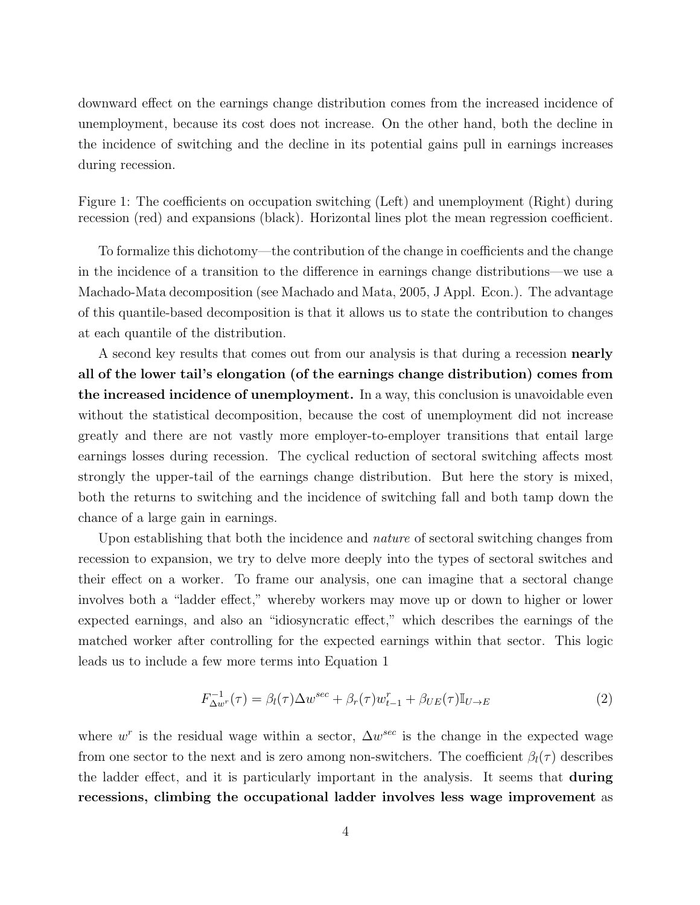downward effect on the earnings change distribution comes from the increased incidence of unemployment, because its cost does not increase. On the other hand, both the decline in the incidence of switching and the decline in its potential gains pull in earnings increases during recession.

Figure 1: The coefficients on occupation switching (Left) and unemployment (Right) during recession (red) and expansions (black). Horizontal lines plot the mean regression coefficient.

To formalize this dichotomy—the contribution of the change in coefficients and the change in the incidence of a transition to the difference in earnings change distributions—we use a Machado-Mata decomposition (see Machado and Mata, 2005, J Appl. Econ.). The advantage of this quantile-based decomposition is that it allows us to state the contribution to changes at each quantile of the distribution.

A second key results that comes out from our analysis is that during a recession **nearly all of the lower tail's elongation (of the earnings change distribution) comes from the increased incidence of unemployment.** In a way, this conclusion is unavoidable even without the statistical decomposition, because the cost of unemployment did not increase greatly and there are not vastly more employer-to-employer transitions that entail large earnings losses during recession. The cyclical reduction of sectoral switching affects most strongly the upper-tail of the earnings change distribution. But here the story is mixed, both the returns to switching and the incidence of switching fall and both tamp down the chance of a large gain in earnings.

Upon establishing that both the incidence and *nature* of sectoral switching changes from recession to expansion, we try to delve more deeply into the types of sectoral switches and their effect on a worker. To frame our analysis, one can imagine that a sectoral change involves both a "ladder effect," whereby workers may move up or down to higher or lower expected earnings, and also an "idiosyncratic effect," which describes the earnings of the matched worker after controlling for the expected earnings within that sector. This logic leads us to include a few more terms into Equation 1

$$F^{-1}_{\Delta w^r}(\tau) = \beta_l(\tau)\Delta w^{sec} + \beta_r(\tau) w^r_{t-1} + \beta_{UE}(\tau)\mathbb{I}_{U\rightarrow E} \tag{2}$$

where $w^r$ is the residual wage within a sector, $\Delta w^{sec}$ is the change in the expected wage from one sector to the next and is zero among non-switchers. The coefficient $\beta_l(\tau)$ describes the ladder effect, and it is particularly important in the analysis. It seems that **during recessions, climbing the occupational ladder involves less wage improvement** as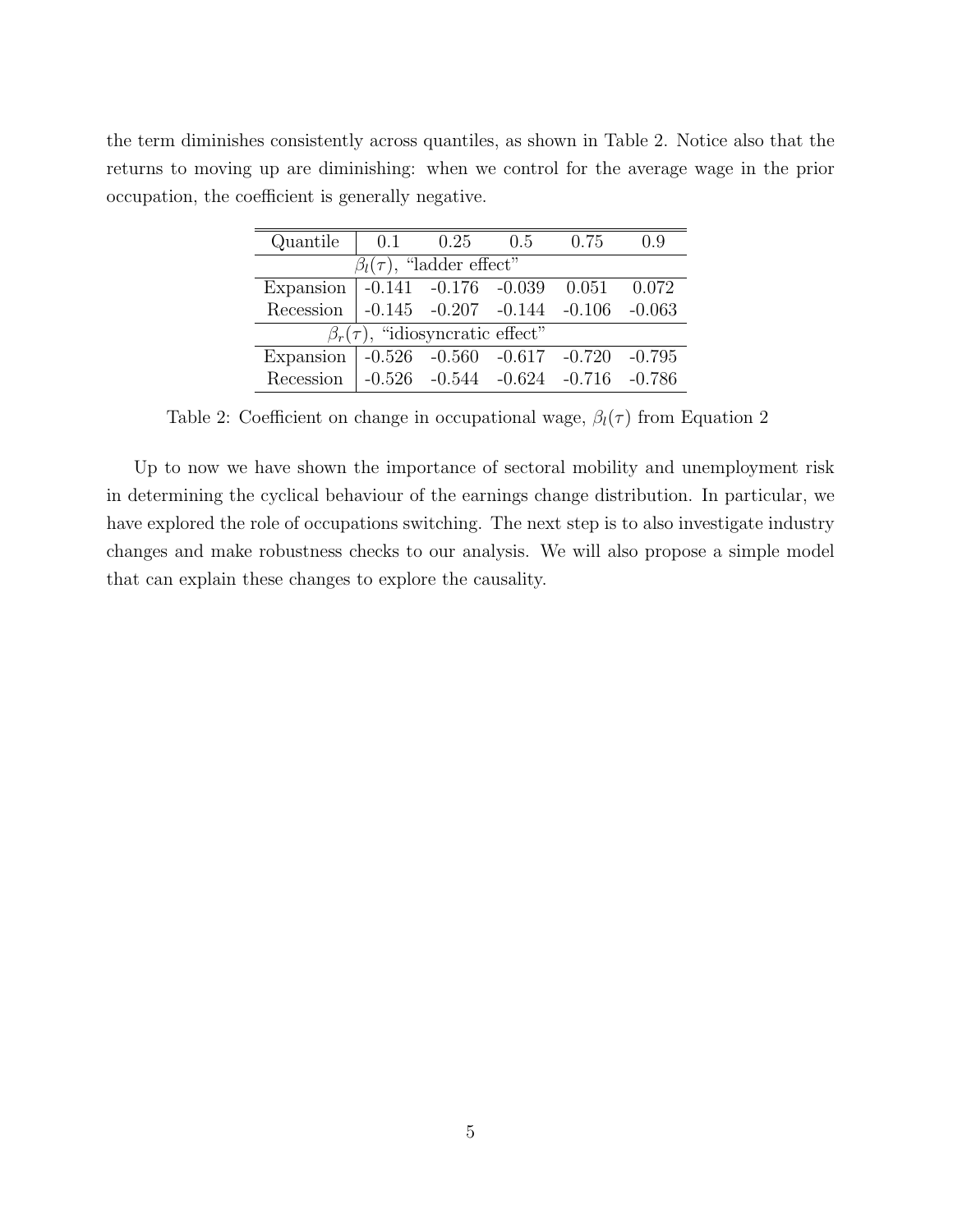the term diminishes consistently across quantiles, as shown in Table 2. Notice also that the returns to moving up are diminishing: when we control for the average wage in the prior occupation, the coefficient is generally negative.

| Quantile | 0.1 | 0.25 | 0.5 | 0.75 | 0.9 |
|---|---|---|---|---|---|
| $\beta_l(\tau)$, "ladder effect" | | | | | |
| Expansion | -0.141 | -0.176 | -0.039 | 0.051 | 0.072 |
| Recession | -0.145 | -0.207 | -0.144 | -0.106 | -0.063 |
| $\beta_r(\tau)$, "idiosyncratic effect" | | | | | |
| Expansion | -0.526 | -0.560 | -0.617 | -0.720 | -0.795 |
| Recession | -0.526 | -0.544 | -0.624 | -0.716 | -0.786 |

Table 2: Coefficient on change in occupational wage, $\beta_l(\tau)$ from Equation 2

Up to now we have shown the importance of sectoral mobility and unemployment risk in determining the cyclical behaviour of the earnings change distribution. In particular, we have explored the role of occupations switching. The next step is to also investigate industry changes and make robustness checks to our analysis. We will also propose a simple model that can explain these changes to explore the causality.